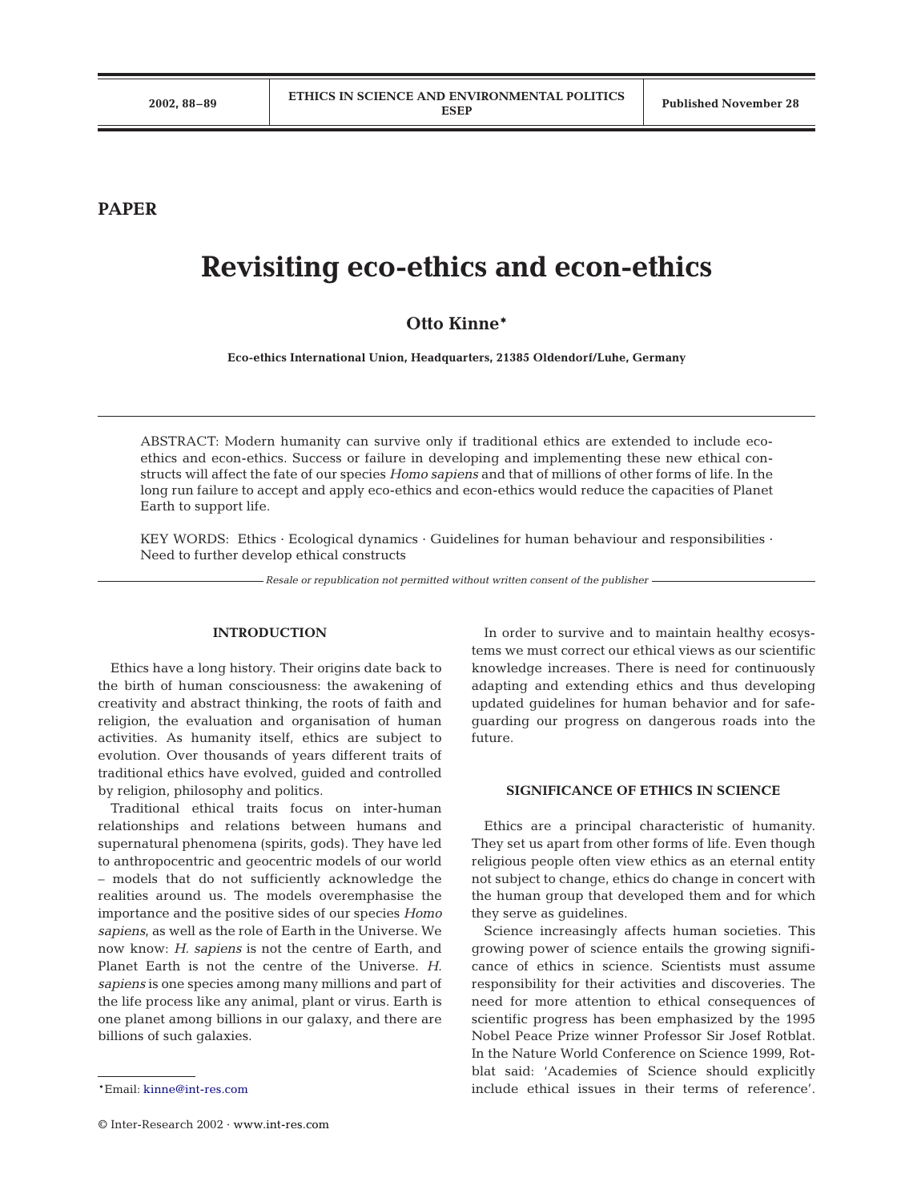**PAPER**

# Revisiting eco-ethics and econ-ethics

**Otto Kinne***

**Eco-ethics International Union, Headquarters, 21385 Oldendorf/Luhe, Germany**

ABSTRACT: Modern humanity can survive only if traditional ethics are extended to include eco-ethics and econ-ethics. Success or failure in developing and implementing these new ethical constructs will affect the fate of our species *Homo sapiens* and that of millions of other forms of life. In the long run failure to accept and apply eco-ethics and econ-ethics would reduce the capacities of Planet Earth to support life.

KEY WORDS: Ethics · Ecological dynamics · Guidelines for human behaviour and responsibilities · Need to further develop ethical constructs

*Resale or republication not permitted without written consent of the publisher*

## INTRODUCTION

Ethics have a long history. Their origins date back to the birth of human consciousness: the awakening of creativity and abstract thinking, the roots of faith and religion, the evaluation and organisation of human activities. As humanity itself, ethics are subject to evolution. Over thousands of years different traits of traditional ethics have evolved, guided and controlled by religion, philosophy and politics.

Traditional ethical traits focus on inter-human relationships and relations between humans and supernatural phenomena (spirits, gods). They have led to anthropocentric and geocentric models of our world – models that do not sufficiently acknowledge the realities around us. The models overemphasise the importance and the positive sides of our species *Homo sapiens*, as well as the role of Earth in the Universe. We now know: *H. sapiens* is not the centre of Earth, and Planet Earth is not the centre of the Universe. *H. sapiens* is one species among many millions and part of the life process like any animal, plant or virus. Earth is one planet among billions in our galaxy, and there are billions of such galaxies.

In order to survive and to maintain healthy ecosystems we must correct our ethical views as our scientific knowledge increases. There is need for continuously adapting and extending ethics and thus developing updated guidelines for human behavior and for safeguarding our progress on dangerous roads into the future.

## SIGNIFICANCE OF ETHICS IN SCIENCE

Ethics are a principal characteristic of humanity. They set us apart from other forms of life. Even though religious people often view ethics as an eternal entity not subject to change, ethics do change in concert with the human group that developed them and for which they serve as guidelines.

Science increasingly affects human societies. This growing power of science entails the growing significance of ethics in science. Scientists must assume responsibility for their activities and discoveries. The need for more attention to ethical consequences of scientific progress has been emphasized by the 1995 Nobel Peace Prize winner Professor Sir Josef Rotblat. In the Nature World Conference on Science 1999, Rotblat said: 'Academies of Science should explicitly include ethical issues in their terms of reference'.

*Email: kinne@int-res.com

© Inter-Research 2002 · www.int-res.com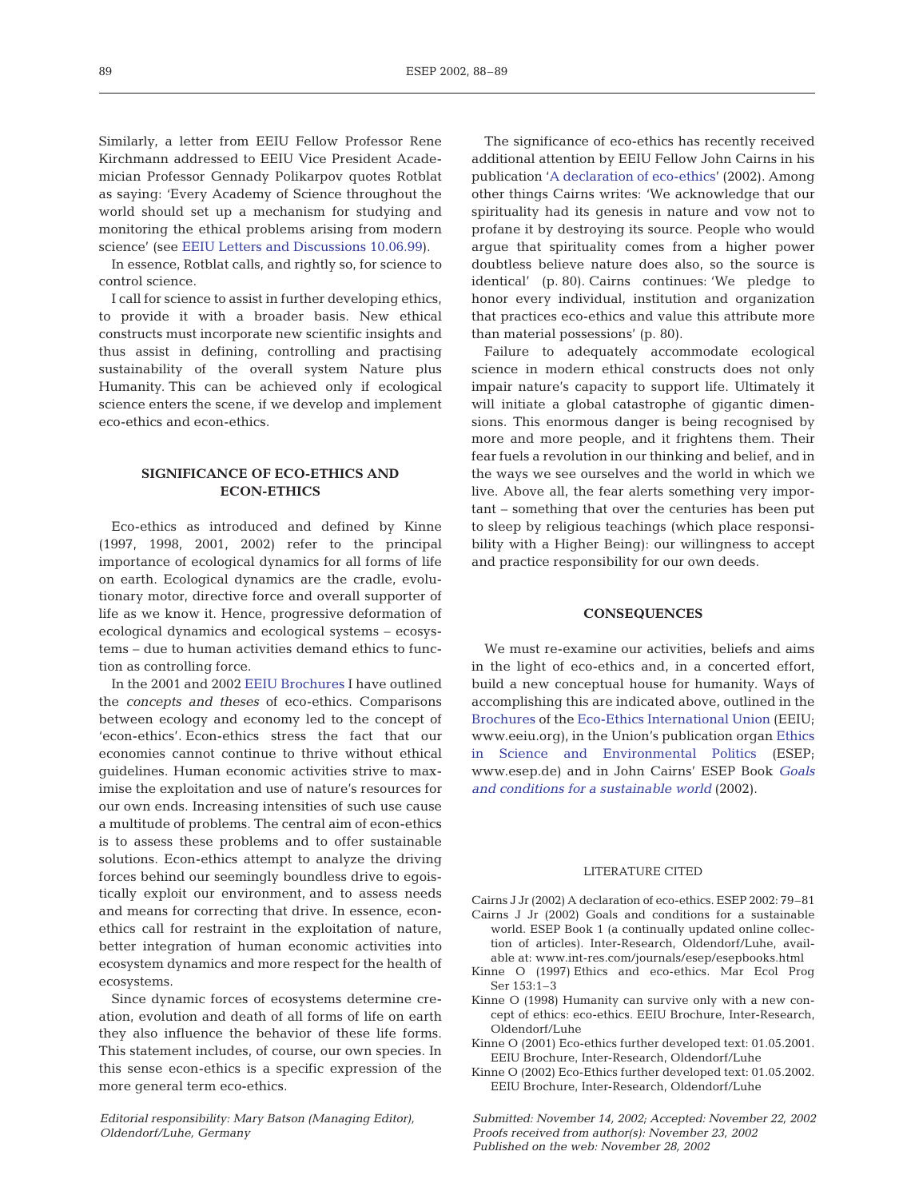Similarly, a letter from EEIU Fellow Professor Rene Kirchmann addressed to EEIU Vice President Academician Professor Gennady Polikarpov quotes Rotblat as saying: 'Every Academy of Science throughout the world should set up a mechanism for studying and monitoring the ethical problems arising from modern science' (see EEIU Letters and Discussions 10.06.99).

In essence, Rotblat calls, and rightly so, for science to control science.

I call for science to assist in further developing ethics, to provide it with a broader basis. New ethical constructs must incorporate new scientific insights and thus assist in defining, controlling and practising sustainability of the overall system Nature plus Humanity. This can be achieved only if ecological science enters the scene, if we develop and implement eco-ethics and econ-ethics.

## SIGNIFICANCE OF ECO-ETHICS AND ECON-ETHICS

Eco-ethics as introduced and defined by Kinne (1997, 1998, 2001, 2002) refer to the principal importance of ecological dynamics for all forms of life on earth. Ecological dynamics are the cradle, evolutionary motor, directive force and overall supporter of life as we know it. Hence, progressive deformation of ecological dynamics and ecological systems – ecosystems – due to human activities demand ethics to function as controlling force.

In the 2001 and 2002 EEIU Brochures I have outlined the *concepts and theses* of eco-ethics. Comparisons between ecology and economy led to the concept of 'econ-ethics'. Econ-ethics stress the fact that our economies cannot continue to thrive without ethical guidelines. Human economic activities strive to maximise the exploitation and use of nature's resources for our own ends. Increasing intensities of such use cause a multitude of problems. The central aim of econ-ethics is to assess these problems and to offer sustainable solutions. Econ-ethics attempt to analyze the driving forces behind our seemingly boundless drive to egoistically exploit our environment, and to assess needs and means for correcting that drive. In essence, econ-ethics call for restraint in the exploitation of nature, better integration of human economic activities into ecosystem dynamics and more respect for the health of ecosystems.

Since dynamic forces of ecosystems determine creation, evolution and death of all forms of life on earth they also influence the behavior of these life forms. This statement includes, of course, our own species. In this sense econ-ethics is a specific expression of the more general term eco-ethics.

The significance of eco-ethics has recently received additional attention by EEIU Fellow John Cairns in his publication 'A declaration of eco-ethics' (2002). Among other things Cairns writes: 'We acknowledge that our spirituality had its genesis in nature and vow not to profane it by destroying its source. People who would argue that spirituality comes from a higher power doubtless believe nature does also, so the source is identical' (p. 80). Cairns continues: 'We pledge to honor every individual, institution and organization that practices eco-ethics and value this attribute more than material possessions' (p. 80).

Failure to adequately accommodate ecological science in modern ethical constructs does not only impair nature's capacity to support life. Ultimately it will initiate a global catastrophe of gigantic dimensions. This enormous danger is being recognised by more and more people, and it frightens them. Their fear fuels a revolution in our thinking and belief, and in the ways we see ourselves and the world in which we live. Above all, the fear alerts something very important – something that over the centuries has been put to sleep by religious teachings (which place responsibility with a Higher Being): our willingness to accept and practice responsibility for our own deeds.

## CONSEQUENCES

We must re-examine our activities, beliefs and aims in the light of eco-ethics and, in a concerted effort, build a new conceptual house for humanity. Ways of accomplishing this are indicated above, outlined in the Brochures of the Eco-Ethics International Union (EEIU; www.eeiu.org), in the Union's publication organ Ethics in Science and Environmental Politics (ESEP; www.esep.de) and in John Cairns' ESEP Book *Goals and conditions for a sustainable world* (2002).

## LITERATURE CITED

Cairns J Jr (2002) A declaration of eco-ethics. ESEP 2002: 79–81

Cairns J Jr (2002) Goals and conditions for a sustainable world. ESEP Book 1 (a continually updated online collection of articles). Inter-Research, Oldendorf/Luhe, available at: www.int-res.com/journals/esep/esepbooks.html

Kinne O (1997) Ethics and eco-ethics. Mar Ecol Prog Ser 153:1–3

Kinne O (1998) Humanity can survive only with a new concept of ethics: eco-ethics. EEIU Brochure, Inter-Research, Oldendorf/Luhe

Kinne O (2001) Eco-ethics further developed text: 01.05.2001. EEIU Brochure, Inter-Research, Oldendorf/Luhe

Kinne O (2002) Eco-Ethics further developed text: 01.05.2002. EEIU Brochure, Inter-Research, Oldendorf/Luhe

*Editorial responsibility: Mary Batson (Managing Editor), Oldendorf/Luhe, Germany*

*Submitted: November 14, 2002; Accepted: November 22, 2002*
*Proofs received from author(s): November 23, 2002*
*Published on the web: November 28, 2002*